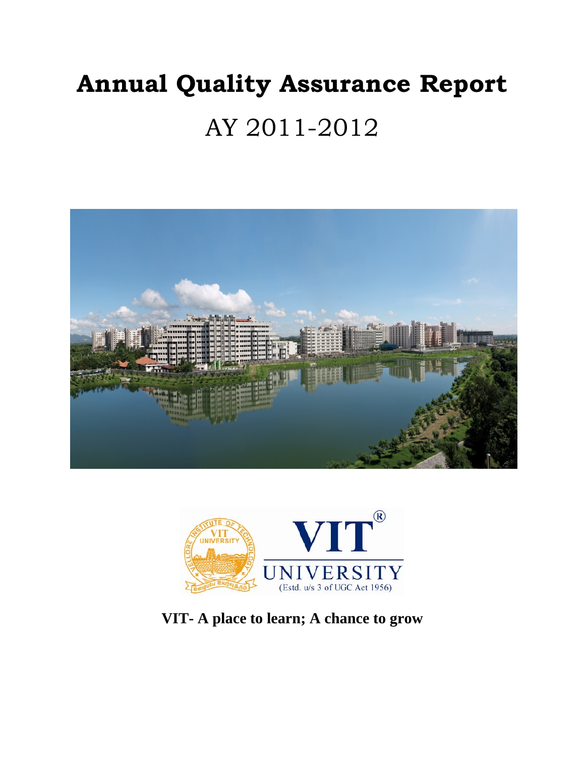# Annual Quality Assurance Report

## AY 2011-2012

**VIT- A place to learn; A chance to grow**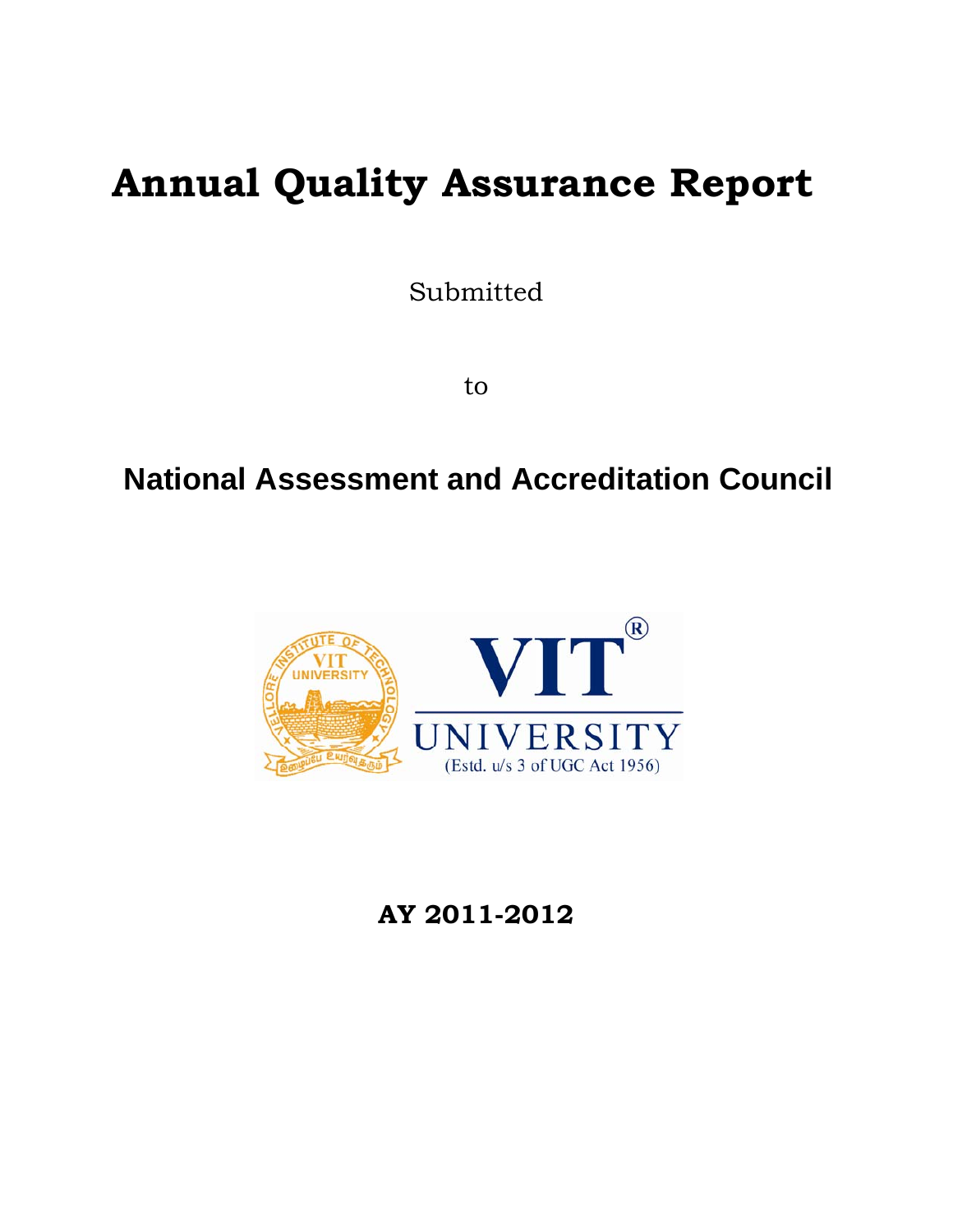# Annual Quality Assurance Report

Submitted

to

## National Assessment and Accreditation Council

VIT®

UNIVERSITY

(Estd. u/s 3 of UGC Act 1956)

**AY 2011-2012**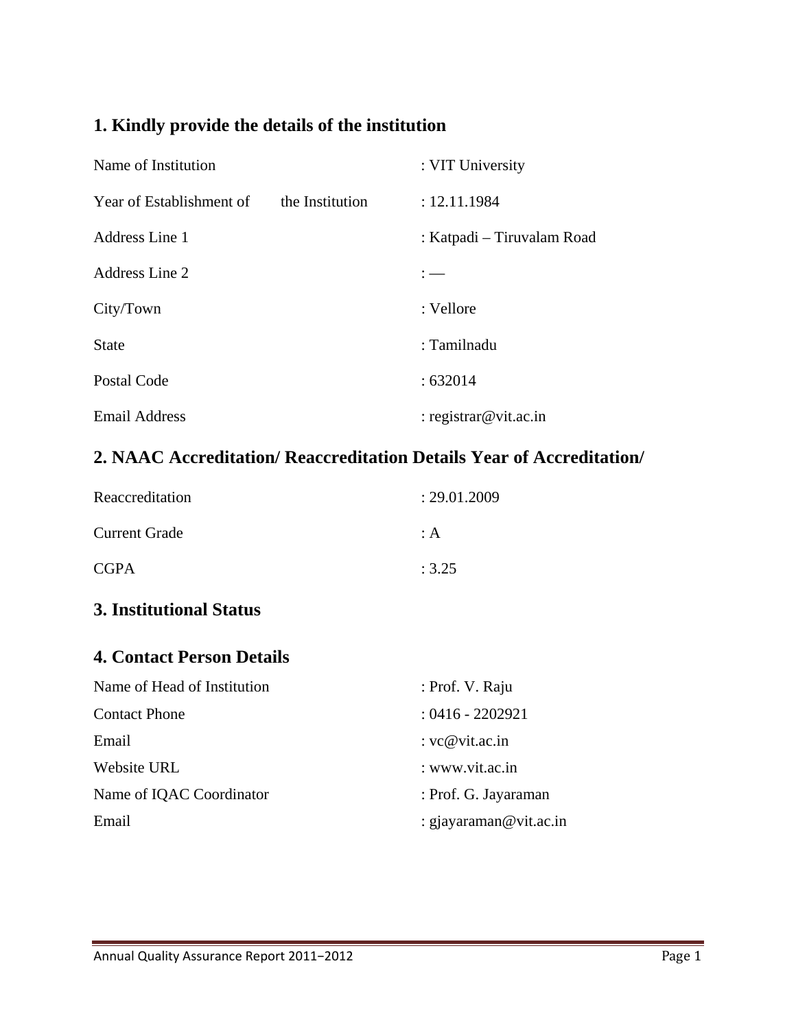## 1. Kindly provide the details of the institution

| | |
|---|---|
| Name of Institution | : VIT University |
| Year of Establishment of the Institution | : 12.11.1984 |
| Address Line 1 | : Katpadi – Tiruvalam Road |
| Address Line 2 | : — |
| City/Town | : Vellore |
| State | : Tamilnadu |
| Postal Code | : 632014 |
| Email Address | : registrar@vit.ac.in |

## 2. NAAC Accreditation/ Reaccreditation Details Year of Accreditation/

| | |
|---|---|
| Reaccreditation | : 29.01.2009 |
| Current Grade | : A |
| CGPA | : 3.25 |

## 3. Institutional Status

## 4. Contact Person Details

| | |
|---|---|
| Name of Head of Institution | : Prof. V. Raju |
| Contact Phone | : 0416 - 2202921 |
| Email | : vc@vit.ac.in |
| Website URL | : www.vit.ac.in |
| Name of IQAC Coordinator | : Prof. G. Jayaraman |
| Email | : gjayaraman@vit.ac.in |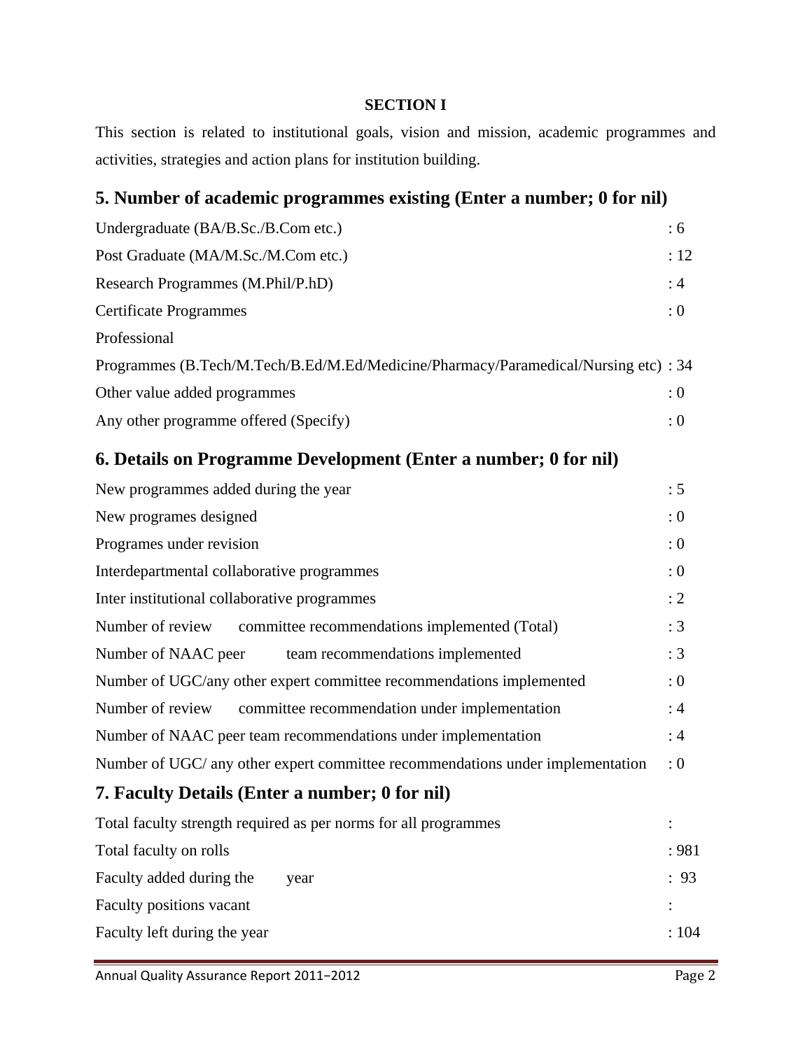**SECTION I**

This section is related to institutional goals, vision and mission, academic programmes and activities, strategies and action plans for institution building.

## 5. Number of academic programmes existing (Enter a number; 0 for nil)

| | |
|---|---|
| Undergraduate (BA/B.Sc./B.Com etc.) | : 6 |
| Post Graduate (MA/M.Sc./M.Com etc.) | : 12 |
| Research Programmes (M.Phil/P.hD) | : 4 |
| Certificate Programmes | : 0 |
| Professional Programmes (B.Tech/M.Tech/B.Ed/M.Ed/Medicine/Pharmacy/Paramedical/Nursing etc) | : 34 |
| Other value added programmes | : 0 |
| Any other programme offered (Specify) | : 0 |

## 6. Details on Programme Development (Enter a number; 0 for nil)

| | |
|---|---|
| New programmes added during the year | : 5 |
| New programes designed | : 0 |
| Programes under revision | : 0 |
| Interdepartmental collaborative programmes | : 0 |
| Inter institutional collaborative programmes | : 2 |
| Number of review committee recommendations implemented (Total) | : 3 |
| Number of NAAC peer team recommendations implemented | : 3 |
| Number of UGC/any other expert committee recommendations implemented | : 0 |
| Number of review committee recommendation under implementation | : 4 |
| Number of NAAC peer team recommendations under implementation | : 4 |
| Number of UGC/ any other expert committee recommendations under implementation | : 0 |

## 7. Faculty Details (Enter a number; 0 for nil)

| | |
|---|---|
| Total faculty strength required as per norms for all programmes | : |
| Total faculty on rolls | : 981 |
| Faculty added during the year | : 93 |
| Faculty positions vacant | : |
| Faculty left during the year | : 104 |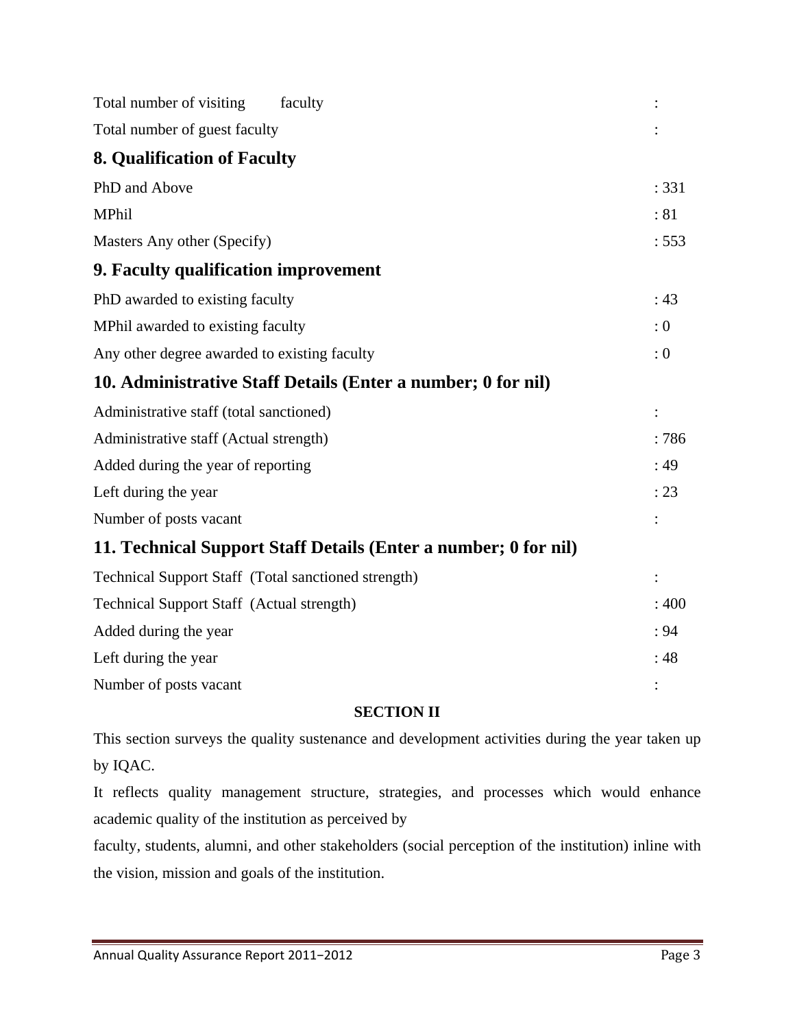Total number of visiting faculty :

Total number of guest faculty :

## 8. Qualification of Faculty

PhD and Above : 331

MPhil : 81

Masters Any other (Specify) : 553

## 9. Faculty qualification improvement

PhD awarded to existing faculty : 43

MPhil awarded to existing faculty : 0

Any other degree awarded to existing faculty : 0

## 10. Administrative Staff Details (Enter a number; 0 for nil)

Administrative staff (total sanctioned) :

Administrative staff (Actual strength) : 786

Added during the year of reporting : 49

Left during the year : 23

Number of posts vacant :

## 11. Technical Support Staff Details (Enter a number; 0 for nil)

Technical Support Staff (Total sanctioned strength) :

Technical Support Staff (Actual strength) : 400

Added during the year : 94

Left during the year : 48

Number of posts vacant :

**SECTION II**

This section surveys the quality sustenance and development activities during the year taken up by IQAC.

It reflects quality management structure, strategies, and processes which would enhance academic quality of the institution as perceived by

faculty, students, alumni, and other stakeholders (social perception of the institution) inline with the vision, mission and goals of the institution.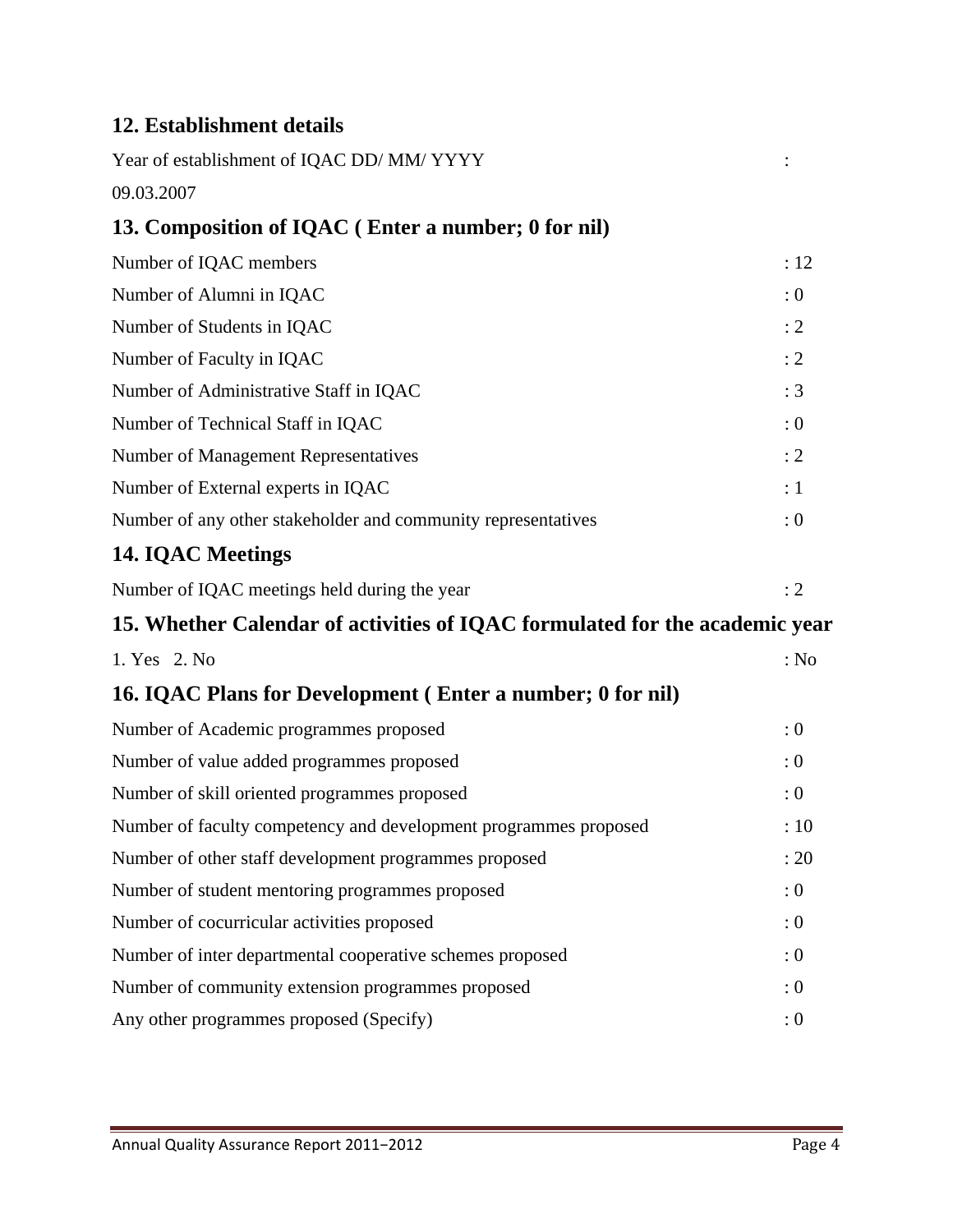## 12. Establishment details

Year of establishment of IQAC DD/ MM/ YYYY :

09.03.2007

## 13. Composition of IQAC ( Enter a number; 0 for nil)

Number of IQAC members : 12

Number of Alumni in IQAC : 0

Number of Students in IQAC : 2

Number of Faculty in IQAC : 2

Number of Administrative Staff in IQAC : 3

Number of Technical Staff in IQAC : 0

Number of Management Representatives : 2

Number of External experts in IQAC : 1

Number of any other stakeholder and community representatives : 0

## 14. IQAC Meetings

Number of IQAC meetings held during the year : 2

## 15. Whether Calendar of activities of IQAC formulated for the academic year

1. Yes 2. No : No

## 16. IQAC Plans for Development ( Enter a number; 0 for nil)

Number of Academic programmes proposed : 0

Number of value added programmes proposed : 0

Number of skill oriented programmes proposed : 0

Number of faculty competency and development programmes proposed : 10

Number of other staff development programmes proposed : 20

Number of student mentoring programmes proposed : 0

Number of cocurricular activities proposed : 0

Number of inter departmental cooperative schemes proposed : 0

Number of community extension programmes proposed : 0

Any other programmes proposed (Specify) : 0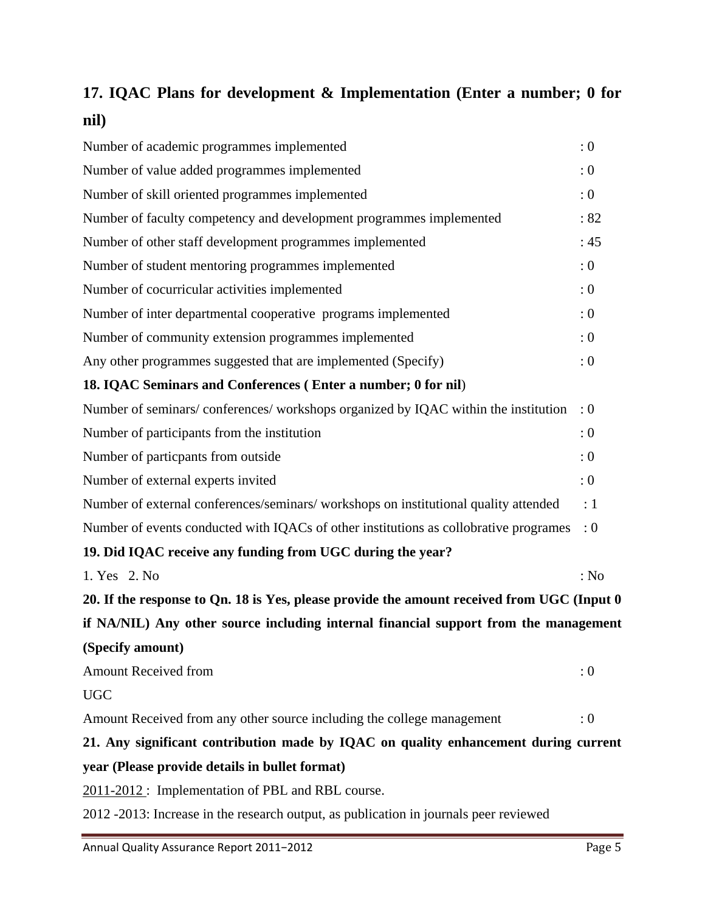## 17. IQAC Plans for development & Implementation (Enter a number; 0 for nil)

| | |
|---|---|
| Number of academic programmes implemented | : 0 |
| Number of value added programmes implemented | : 0 |
| Number of skill oriented programmes implemented | : 0 |
| Number of faculty competency and development programmes implemented | : 82 |
| Number of other staff development programmes implemented | : 45 |
| Number of student mentoring programmes implemented | : 0 |
| Number of cocurricular activities implemented | : 0 |
| Number of inter departmental cooperative programs implemented | : 0 |
| Number of community extension programmes implemented | : 0 |
| Any other programmes suggested that are implemented (Specify) | : 0 |

**18. IQAC Seminars and Conferences ( Enter a number; 0 for nil**)

| | |
|---|---|
| Number of seminars/ conferences/ workshops organized by IQAC within the institution | : 0 |
| Number of participants from the institution | : 0 |
| Number of particpants from outside | : 0 |
| Number of external experts invited | : 0 |
| Number of external conferences/seminars/ workshops on institutional quality attended | : 1 |
| Number of events conducted with IQACs of other institutions as collobrative programes | : 0 |

**19. Did IQAC receive any funding from UGC during the year?**

1. Yes 2. No : No

**20. If the response to Qn. 18 is Yes, please provide the amount received from UGC (Input 0 if NA/NIL) Any other source including internal financial support from the management (Specify amount)**

Amount Received from UGC : 0

Amount Received from any other source including the college management : 0

**21. Any significant contribution made by IQAC on quality enhancement during current year (Please provide details in bullet format)**

2011-2012 : Implementation of PBL and RBL course.

2012 -2013: Increase in the research output, as publication in journals peer reviewed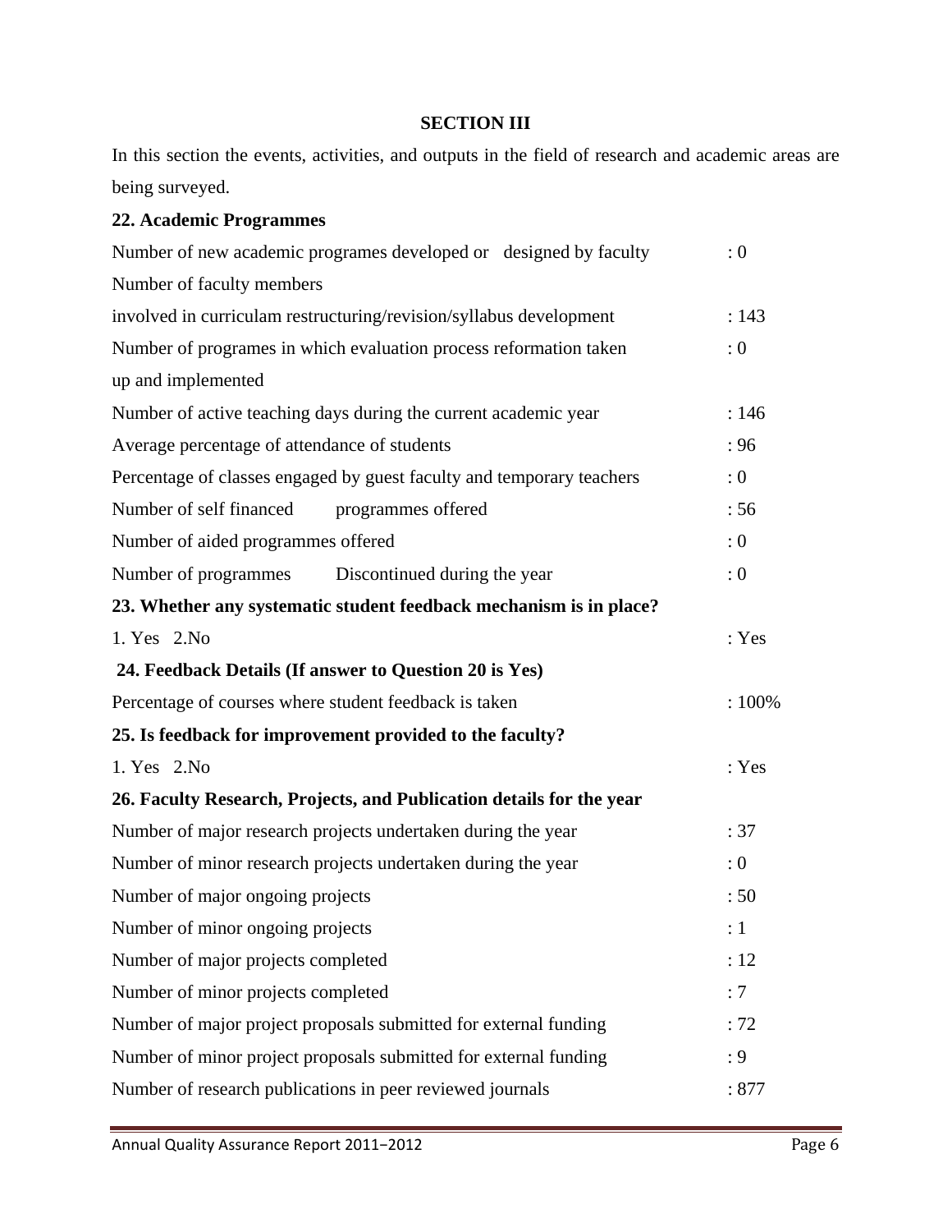## SECTION III

In this section the events, activities, and outputs in the field of research and academic areas are being surveyed.

**22. Academic Programmes**

| | |
|---|---|
| Number of new academic programes developed or designed by faculty | : 0 |
| Number of faculty members involved in curriculam restructuring/revision/syllabus development | : 143 |
| Number of programes in which evaluation process reformation taken up and implemented | : 0 |
| Number of active teaching days during the current academic year | : 146 |
| Average percentage of attendance of students | : 96 |
| Percentage of classes engaged by guest faculty and temporary teachers | : 0 |
| Number of self financed programmes offered | : 56 |
| Number of aided programmes offered | : 0 |
| Number of programmes Discontinued during the year | : 0 |

**23. Whether any systematic student feedback mechanism is in place?**

1. Yes 2.No : Yes

**24. Feedback Details (If answer to Question 20 is Yes)**

Percentage of courses where student feedback is taken : 100%

**25. Is feedback for improvement provided to the faculty?**

1. Yes 2.No : Yes

**26. Faculty Research, Projects, and Publication details for the year**

| | |
|---|---|
| Number of major research projects undertaken during the year | : 37 |
| Number of minor research projects undertaken during the year | : 0 |
| Number of major ongoing projects | : 50 |
| Number of minor ongoing projects | : 1 |
| Number of major projects completed | : 12 |
| Number of minor projects completed | : 7 |
| Number of major project proposals submitted for external funding | : 72 |
| Number of minor project proposals submitted for external funding | : 9 |
| Number of research publications in peer reviewed journals | : 877 |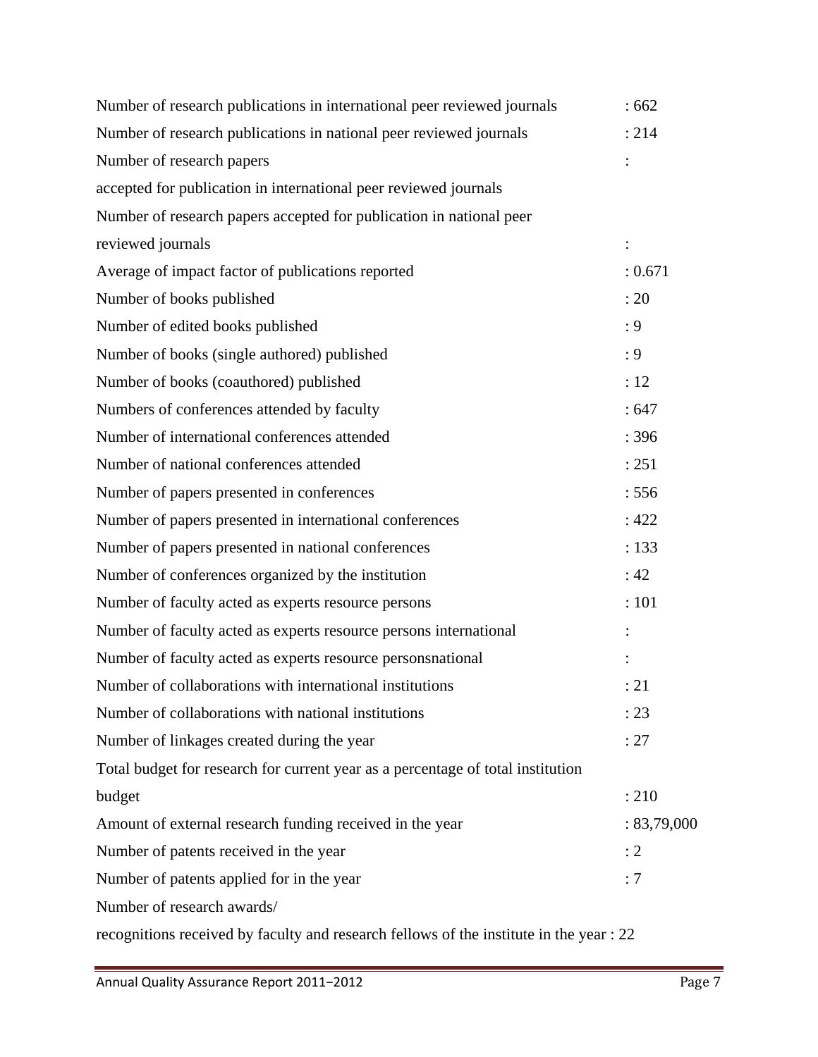Number of research publications in international peer reviewed journals : 662

Number of research publications in national peer reviewed journals : 214

Number of research papers :

accepted for publication in international peer reviewed journals

Number of research papers accepted for publication in national peer

reviewed journals :

Average of impact factor of publications reported : 0.671

Number of books published : 20

Number of edited books published : 9

Number of books (single authored) published : 9

Number of books (coauthored) published : 12

Numbers of conferences attended by faculty : 647

Number of international conferences attended : 396

Number of national conferences attended : 251

Number of papers presented in conferences : 556

Number of papers presented in international conferences : 422

Number of papers presented in national conferences : 133

Number of conferences organized by the institution : 42

Number of faculty acted as experts resource persons : 101

Number of faculty acted as experts resource persons international :

Number of faculty acted as experts resource personsnational :

Number of collaborations with international institutions : 21

Number of collaborations with national institutions : 23

Number of linkages created during the year : 27

Total budget for research for current year as a percentage of total institution

budget : 210

Amount of external research funding received in the year : 83,79,000

Number of patents received in the year : 2

Number of patents applied for in the year : 7

Number of research awards/

recognitions received by faculty and research fellows of the institute in the year : 22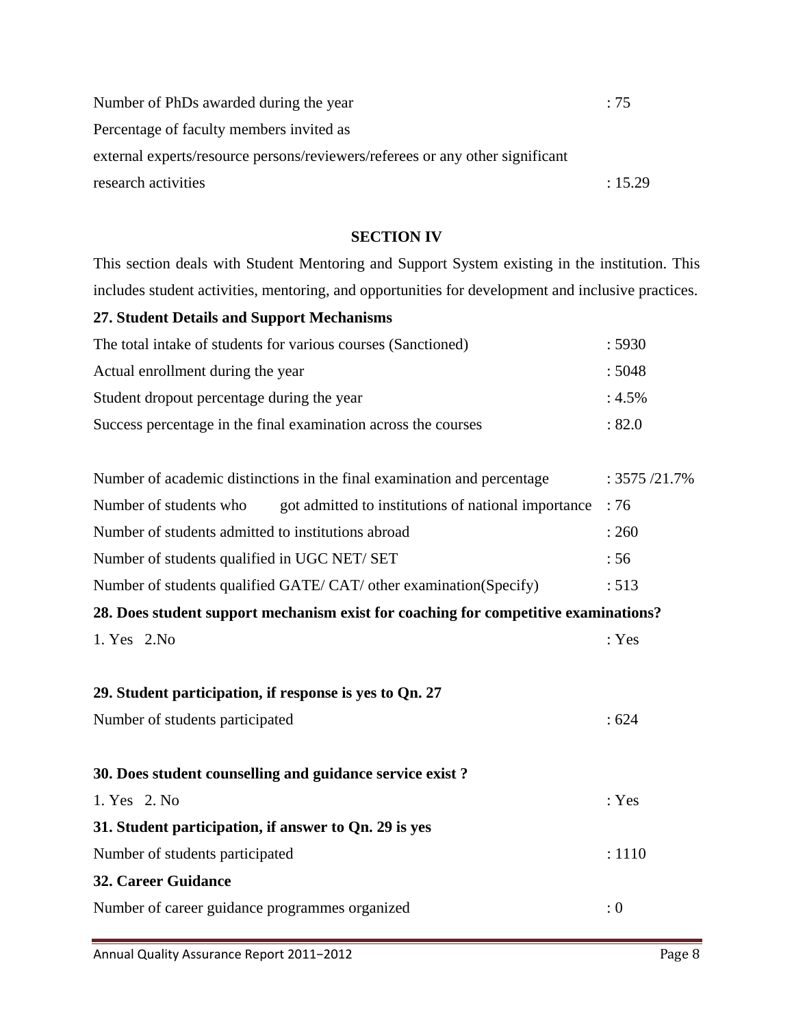Number of PhDs awarded during the year : 75

Percentage of faculty members invited as external experts/resource persons/reviewers/referees or any other significant research activities : 15.29

## SECTION IV

This section deals with Student Mentoring and Support System existing in the institution. This includes student activities, mentoring, and opportunities for development and inclusive practices.

**27. Student Details and Support Mechanisms**

The total intake of students for various courses (Sanctioned) : 5930

Actual enrollment during the year : 5048

Student dropout percentage during the year : 4.5%

Success percentage in the final examination across the courses : 82.0

Number of academic distinctions in the final examination and percentage : 3575 /21.7%

Number of students who got admitted to institutions of national importance : 76

Number of students admitted to institutions abroad : 260

Number of students qualified in UGC NET/ SET : 56

Number of students qualified GATE/ CAT/ other examination(Specify) : 513

**28. Does student support mechanism exist for coaching for competitive examinations?**

1. Yes 2.No : Yes

**29. Student participation, if response is yes to Qn. 27**

Number of students participated : 624

**30. Does student counselling and guidance service exist ?**

1. Yes 2. No : Yes

**31. Student participation, if answer to Qn. 29 is yes**

Number of students participated : 1110

**32. Career Guidance**

Number of career guidance programmes organized : 0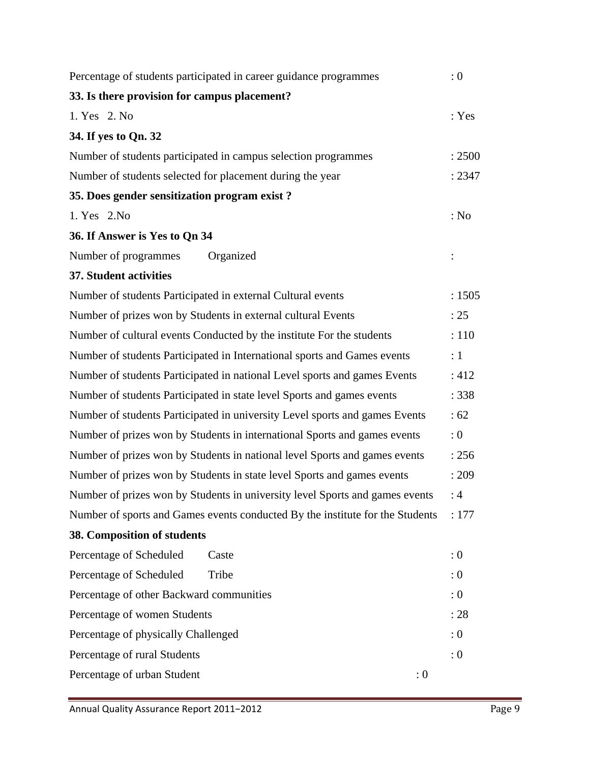Percentage of students participated in career guidance programmes : 0

**33. Is there provision for campus placement?**

1. Yes 2. No : Yes

**34. If yes to Qn. 32**

Number of students participated in campus selection programmes : 2500

Number of students selected for placement during the year : 2347

**35. Does gender sensitization program exist ?**

1. Yes 2.No : No

**36. If Answer is Yes to Qn 34**

Number of programmes Organized :

**37. Student activities**

Number of students Participated in external Cultural events : 1505

Number of prizes won by Students in external cultural Events : 25

Number of cultural events Conducted by the institute For the students : 110

Number of students Participated in International sports and Games events : 1

Number of students Participated in national Level sports and games Events : 412

Number of students Participated in state level Sports and games events : 338

Number of students Participated in university Level sports and games Events : 62

Number of prizes won by Students in international Sports and games events : 0

Number of prizes won by Students in national level Sports and games events : 256

Number of prizes won by Students in state level Sports and games events : 209

Number of prizes won by Students in university level Sports and games events : 4

Number of sports and Games events conducted By the institute for the Students : 177

**38. Composition of students**

Percentage of Scheduled Caste : 0

Percentage of Scheduled Tribe : 0

Percentage of other Backward communities : 0

Percentage of women Students : 28

Percentage of physically Challenged : 0

Percentage of rural Students : 0

Percentage of urban Student : 0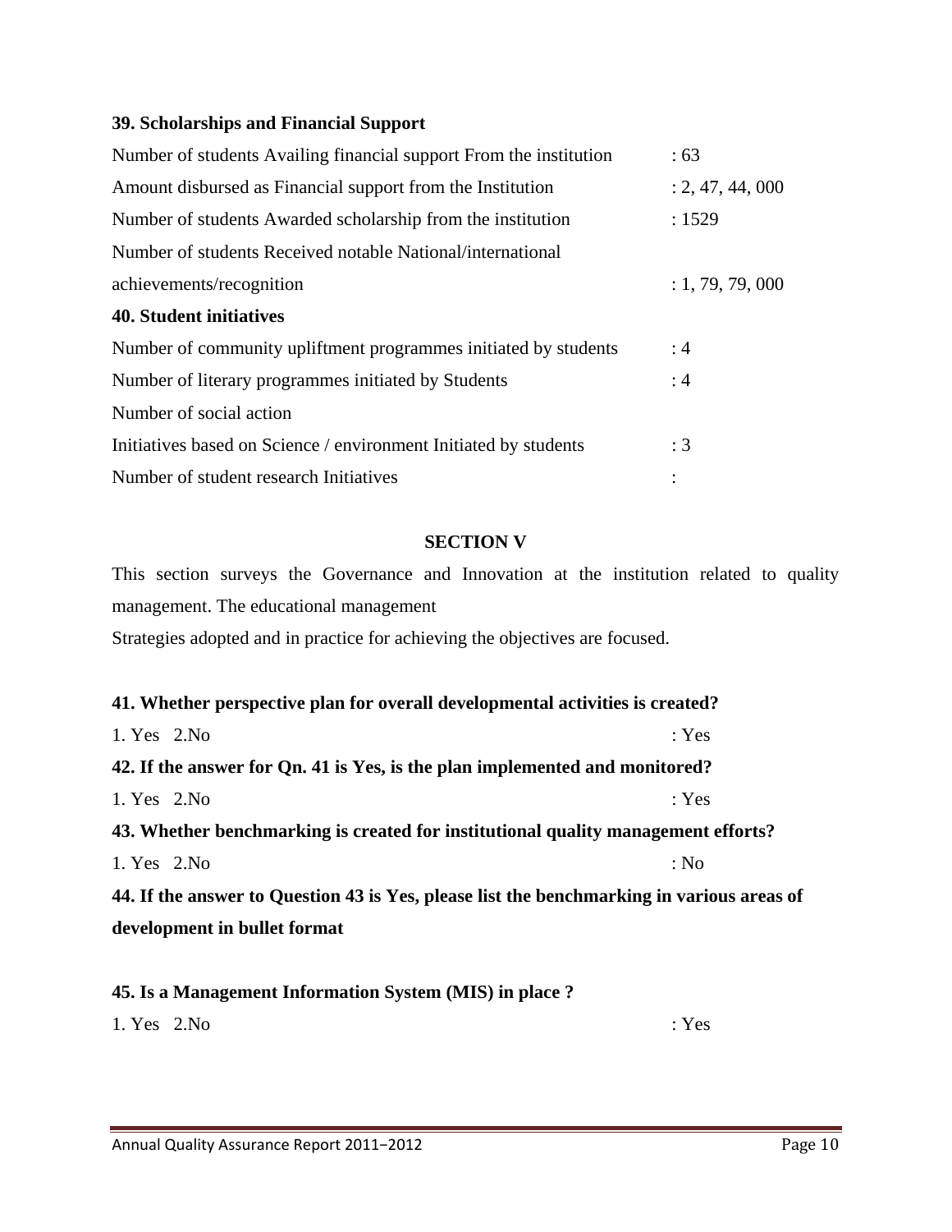**39. Scholarships and Financial Support**

Number of students Availing financial support From the institution : 63

Amount disbursed as Financial support from the Institution : 2, 47, 44, 000

Number of students Awarded scholarship from the institution : 1529

Number of students Received notable National/international achievements/recognition : 1, 79, 79, 000

**40. Student initiatives**

Number of community upliftment programmes initiated by students : 4

Number of literary programmes initiated by Students : 4

Number of social action

Initiatives based on Science / environment Initiated by students : 3

Number of student research Initiatives :

## SECTION V

This section surveys the Governance and Innovation at the institution related to quality management. The educational management

Strategies adopted and in practice for achieving the objectives are focused.

**41. Whether perspective plan for overall developmental activities is created?**

1. Yes 2.No : Yes

**42. If the answer for Qn. 41 is Yes, is the plan implemented and monitored?**

1. Yes 2.No : Yes

**43. Whether benchmarking is created for institutional quality management efforts?**

1. Yes 2.No : No

**44. If the answer to Question 43 is Yes, please list the benchmarking in various areas of development in bullet format**

**45. Is a Management Information System (MIS) in place ?**

1. Yes 2.No : Yes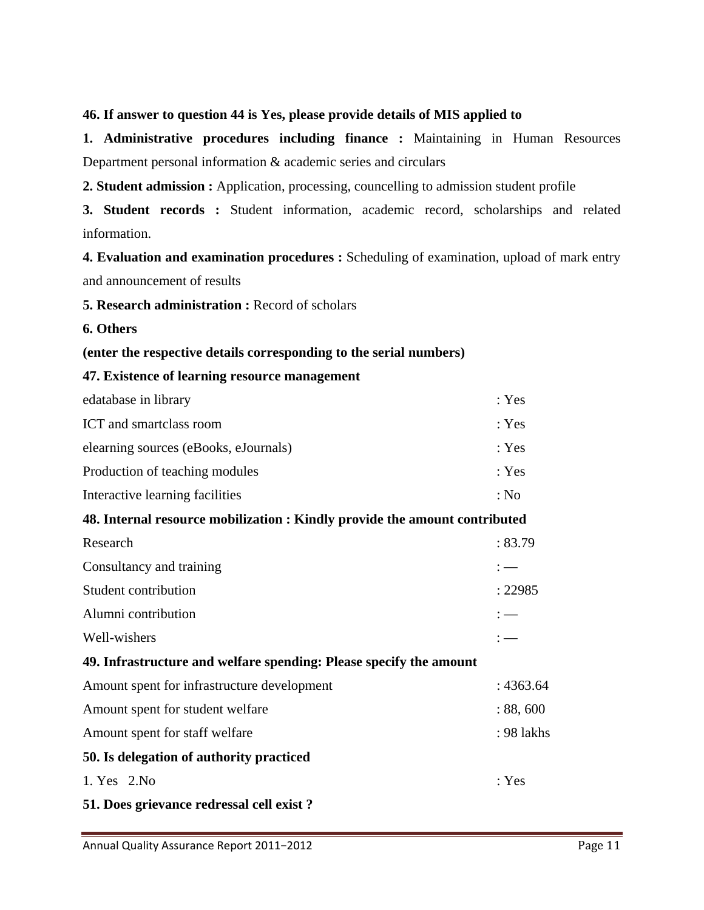**46. If answer to question 44 is Yes, please provide details of MIS applied to**

**1. Administrative procedures including finance :** Maintaining in Human Resources Department personal information & academic series and circulars

**2. Student admission :** Application, processing, councelling to admission student profile

**3. Student records :** Student information, academic record, scholarships and related information.

**4. Evaluation and examination procedures :** Scheduling of examination, upload of mark entry and announcement of results

**5. Research administration :** Record of scholars

**6. Others**

**(enter the respective details corresponding to the serial numbers)**

**47. Existence of learning resource management**

| | |
|---|---|
| edatabase in library | : Yes |
| ICT and smartclass room | : Yes |
| elearning sources (eBooks, eJournals) | : Yes |
| Production of teaching modules | : Yes |
| Interactive learning facilities | : No |

**48. Internal resource mobilization : Kindly provide the amount contributed**

| | |
|---|---|
| Research | : 83.79 |
| Consultancy and training | : — |
| Student contribution | : 22985 |
| Alumni contribution | : — |
| Well-wishers | : — |

**49. Infrastructure and welfare spending: Please specify the amount**

| | |
|---|---|
| Amount spent for infrastructure development | : 4363.64 |
| Amount spent for student welfare | : 88, 600 |
| Amount spent for staff welfare | : 98 lakhs |

**50. Is delegation of authority practiced**

1. Yes 2.No : Yes

**51. Does grievance redressal cell exist ?**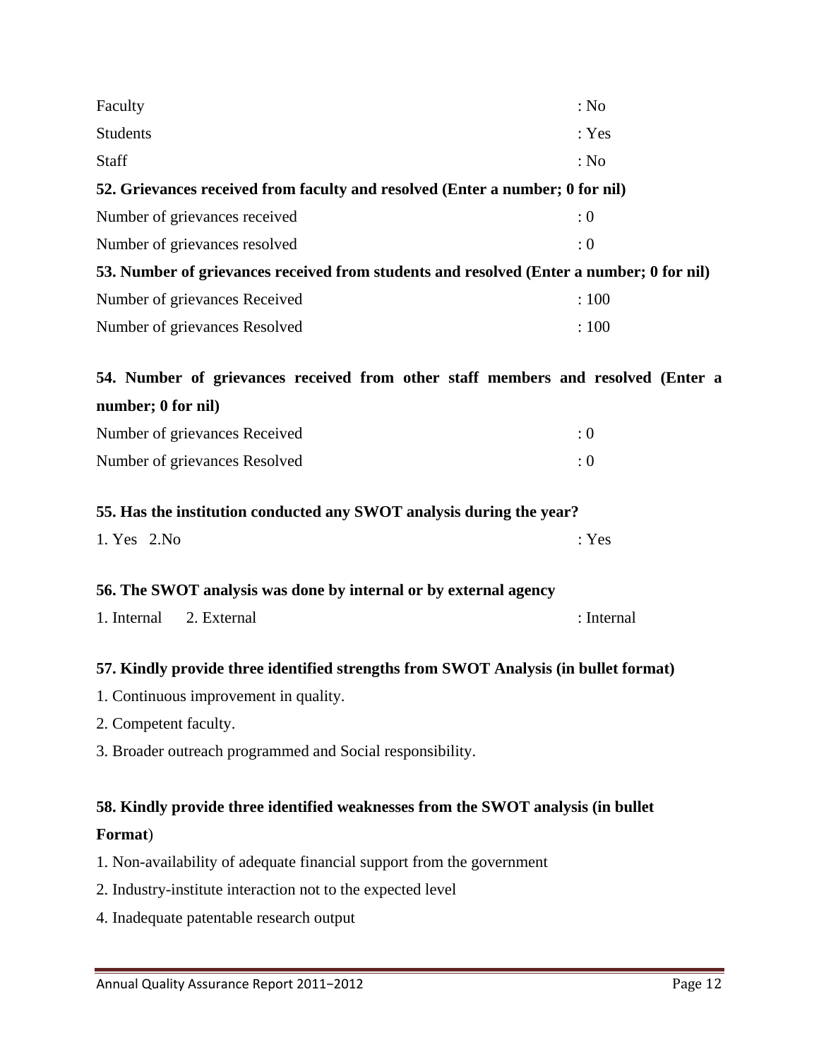Faculty : No

Students : Yes

Staff : No

**52. Grievances received from faculty and resolved (Enter a number; 0 for nil)**

Number of grievances received : 0

Number of grievances resolved : 0

**53. Number of grievances received from students and resolved (Enter a number; 0 for nil)**

Number of grievances Received : 100

Number of grievances Resolved : 100

**54. Number of grievances received from other staff members and resolved (Enter a number; 0 for nil)**

Number of grievances Received : 0

Number of grievances Resolved : 0

**55. Has the institution conducted any SWOT analysis during the year?**

1. Yes 2.No : Yes

**56. The SWOT analysis was done by internal or by external agency**

1. Internal 2. External : Internal

**57. Kindly provide three identified strengths from SWOT Analysis (in bullet format)**

1. Continuous improvement in quality.
2. Competent faculty.
3. Broader outreach programmed and Social responsibility.

**58. Kindly provide three identified weaknesses from the SWOT analysis (in bullet Format**)

1. Non-availability of adequate financial support from the government
2. Industry-institute interaction not to the expected level

4. Inadequate patentable research output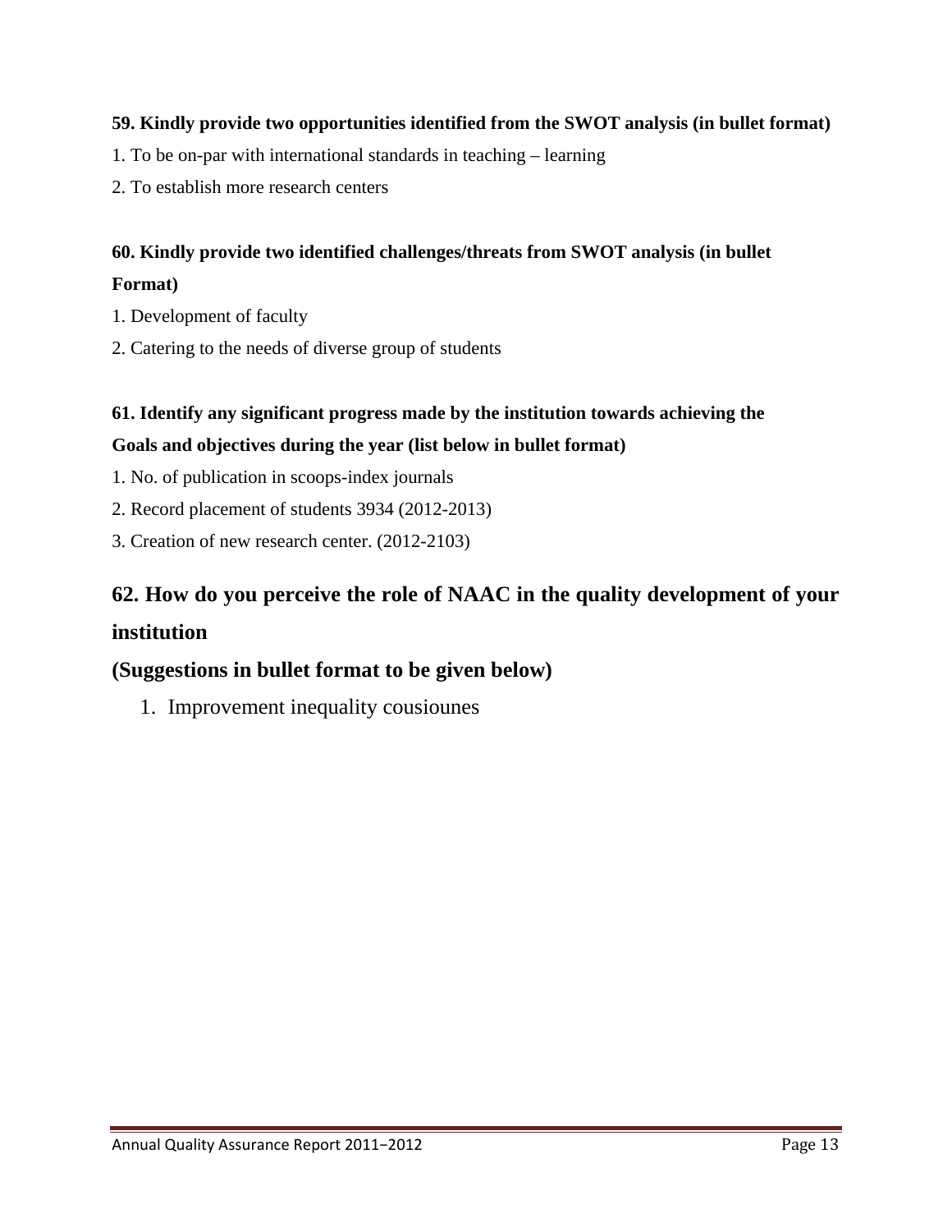**59. Kindly provide two opportunities identified from the SWOT analysis (in bullet format)**

1. To be on-par with international standards in teaching – learning
2. To establish more research centers

**60. Kindly provide two identified challenges/threats from SWOT analysis (in bullet Format)**

1. Development of faculty
2. Catering to the needs of diverse group of students

**61. Identify any significant progress made by the institution towards achieving the Goals and objectives during the year (list below in bullet format)**

1. No. of publication in scoops-index journals
2. Record placement of students 3934 (2012-2013)
3. Creation of new research center. (2012-2103)

## 62. How do you perceive the role of NAAC in the quality development of your institution

## (Suggestions in bullet format to be given below)

1. Improvement inequality cousiounes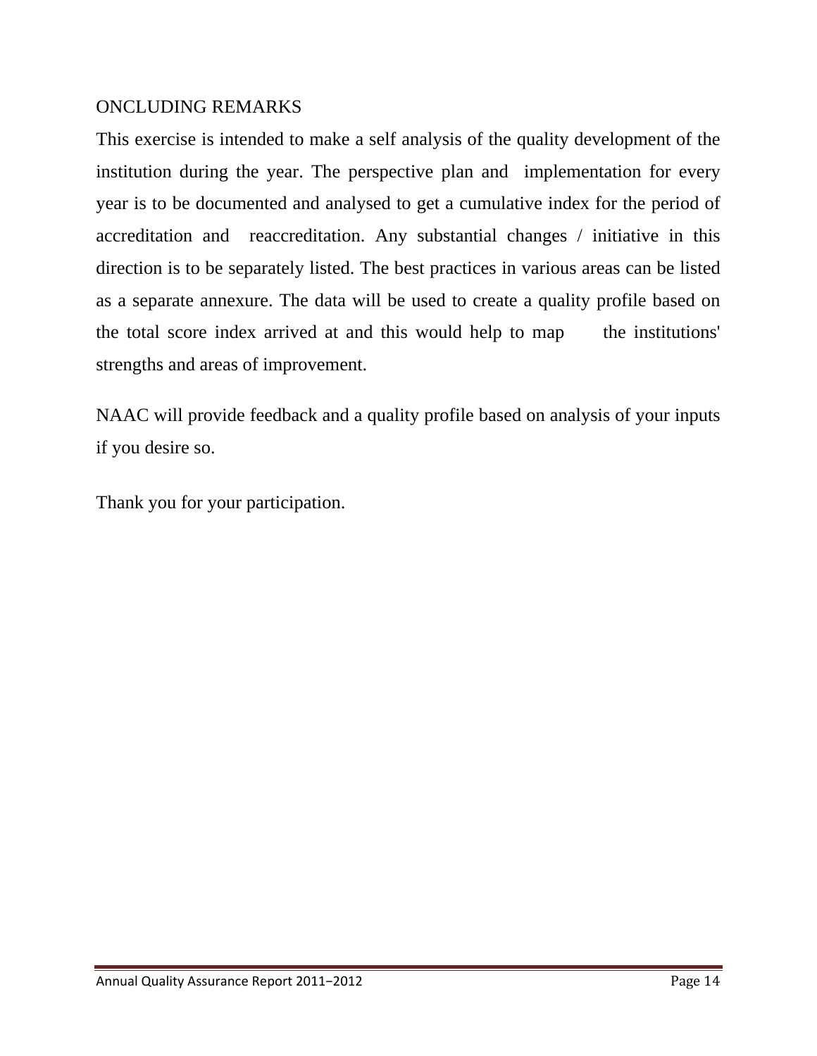ONCLUDING REMARKS

This exercise is intended to make a self analysis of the quality development of the institution during the year. The perspective plan and implementation for every year is to be documented and analysed to get a cumulative index for the period of accreditation and reaccreditation. Any substantial changes / initiative in this direction is to be separately listed. The best practices in various areas can be listed as a separate annexure. The data will be used to create a quality profile based on the total score index arrived at and this would help to map the institutions' strengths and areas of improvement.

NAAC will provide feedback and a quality profile based on analysis of your inputs if you desire so.

Thank you for your participation.